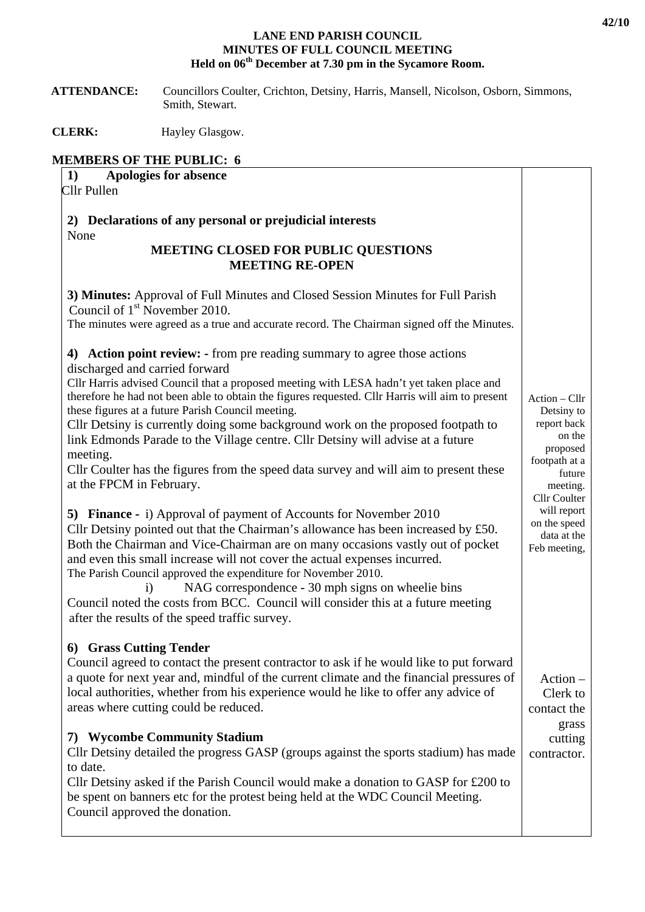**LANE END PARISH COUNCIL**
**MINUTES OF FULL COUNCIL MEETING**
**Held on 06th December at 7.30 pm in the Sycamore Room.**

**ATTENDANCE:** Councillors Coulter, Crichton, Detsiny, Harris, Mansell, Nicolson, Osborn, Simmons, Smith, Stewart.

**CLERK:** Hayley Glasgow.

**MEMBERS OF THE PUBLIC: 6**

**1) Apologies for absence**
Cllr Pullen

**2) Declarations of any personal or prejudicial interests**
None

**MEETING CLOSED FOR PUBLIC QUESTIONS**
**MEETING RE-OPEN**

**3) Minutes:** Approval of Full Minutes and Closed Session Minutes for Full Parish Council of 1st November 2010.
The minutes were agreed as a true and accurate record. The Chairman signed off the Minutes.

**4) Action point review: -** from pre reading summary to agree those actions discharged and carried forward
Cllr Harris advised Council that a proposed meeting with LESA hadn't yet taken place and therefore he had not been able to obtain the figures requested. Cllr Harris will aim to present these figures at a future Parish Council meeting.
Cllr Detsiny is currently doing some background work on the proposed footpath to link Edmonds Parade to the Village centre. Cllr Detsiny will advise at a future meeting.
Cllr Coulter has the figures from the speed data survey and will aim to present these at the FPCM in February.

*Action – Cllr Detsiny to report back on the proposed footpath at a future meeting. Cllr Coulter will report on the speed data at the Feb meeting,*

**5) Finance -** i) Approval of payment of Accounts for November 2010
Cllr Detsiny pointed out that the Chairman's allowance has been increased by £50. Both the Chairman and Vice-Chairman are on many occasions vastly out of pocket and even this small increase will not cover the actual expenses incurred.
The Parish Council approved the expenditure for November 2010.

i) NAG correspondence - 30 mph signs on wheelie bins
Council noted the costs from BCC. Council will consider this at a future meeting after the results of the speed traffic survey.

**6) Grass Cutting Tender**
Council agreed to contact the present contractor to ask if he would like to put forward a quote for next year and, mindful of the current climate and the financial pressures of local authorities, whether from his experience would he like to offer any advice of areas where cutting could be reduced.

*Action – Clerk to contact the grass cutting contractor.*

**7) Wycombe Community Stadium**
Cllr Detsiny detailed the progress GASP (groups against the sports stadium) has made to date.
Cllr Detsiny asked if the Parish Council would make a donation to GASP for £200 to be spent on banners etc for the protest being held at the WDC Council Meeting.
Council approved the donation.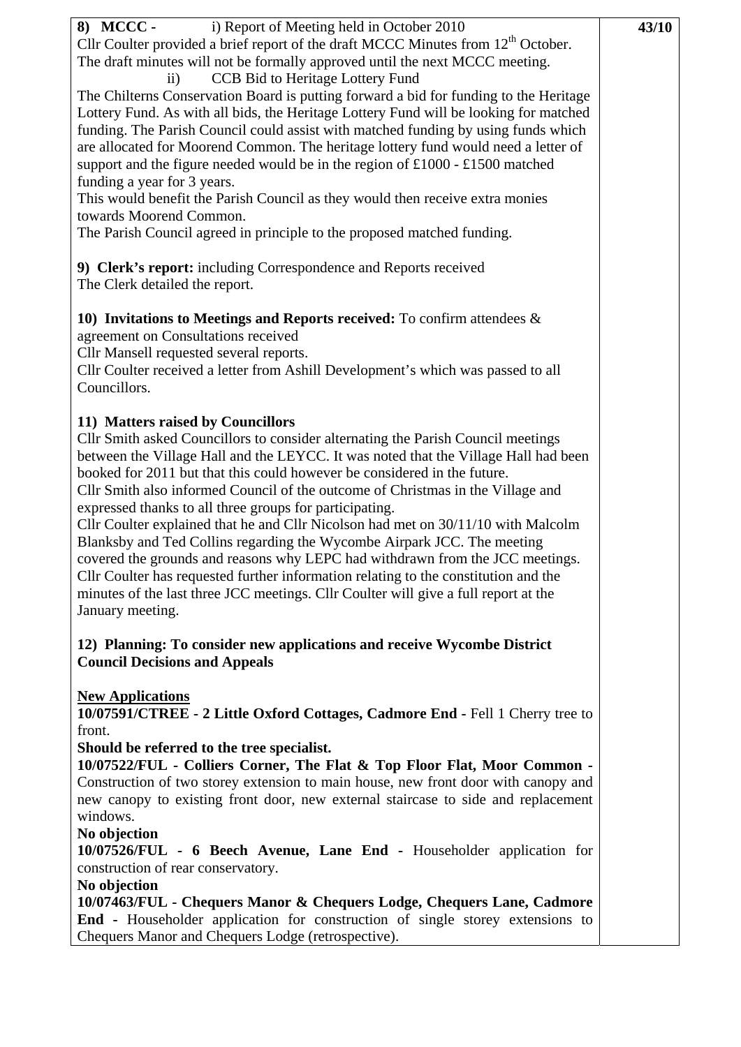**8) MCCC -** i) Report of Meeting held in October 2010

**43/10**

Cllr Coulter provided a brief report of the draft MCCC Minutes from 12th October. The draft minutes will not be formally approved until the next MCCC meeting.

ii) CCB Bid to Heritage Lottery Fund

The Chilterns Conservation Board is putting forward a bid for funding to the Heritage Lottery Fund. As with all bids, the Heritage Lottery Fund will be looking for matched funding. The Parish Council could assist with matched funding by using funds which are allocated for Moorend Common. The heritage lottery fund would need a letter of support and the figure needed would be in the region of £1000 - £1500 matched funding a year for 3 years.

This would benefit the Parish Council as they would then receive extra monies towards Moorend Common.

The Parish Council agreed in principle to the proposed matched funding.

**9) Clerk's report:** including Correspondence and Reports received

The Clerk detailed the report.

**10) Invitations to Meetings and Reports received:** To confirm attendees & agreement on Consultations received

Cllr Mansell requested several reports.

Cllr Coulter received a letter from Ashill Development's which was passed to all Councillors.

**11) Matters raised by Councillors**

Cllr Smith asked Councillors to consider alternating the Parish Council meetings between the Village Hall and the LEYCC. It was noted that the Village Hall had been booked for 2011 but that this could however be considered in the future.

Cllr Smith also informed Council of the outcome of Christmas in the Village and expressed thanks to all three groups for participating.

Cllr Coulter explained that he and Cllr Nicolson had met on 30/11/10 with Malcolm Blanksby and Ted Collins regarding the Wycombe Airpark JCC. The meeting covered the grounds and reasons why LEPC had withdrawn from the JCC meetings. Cllr Coulter has requested further information relating to the constitution and the minutes of the last three JCC meetings. Cllr Coulter will give a full report at the January meeting.

**12) Planning: To consider new applications and receive Wycombe District Council Decisions and Appeals**

**New Applications**

**10/07591/CTREE - 2 Little Oxford Cottages, Cadmore End -** Fell 1 Cherry tree to front.

**Should be referred to the tree specialist.**

**10/07522/FUL - Colliers Corner, The Flat & Top Floor Flat, Moor Common -** Construction of two storey extension to main house, new front door with canopy and new canopy to existing front door, new external staircase to side and replacement windows.

**No objection**

**10/07526/FUL - 6 Beech Avenue, Lane End -** Householder application for construction of rear conservatory.

**No objection**

**10/07463/FUL - Chequers Manor & Chequers Lodge, Chequers Lane, Cadmore End -** Householder application for construction of single storey extensions to Chequers Manor and Chequers Lodge (retrospective).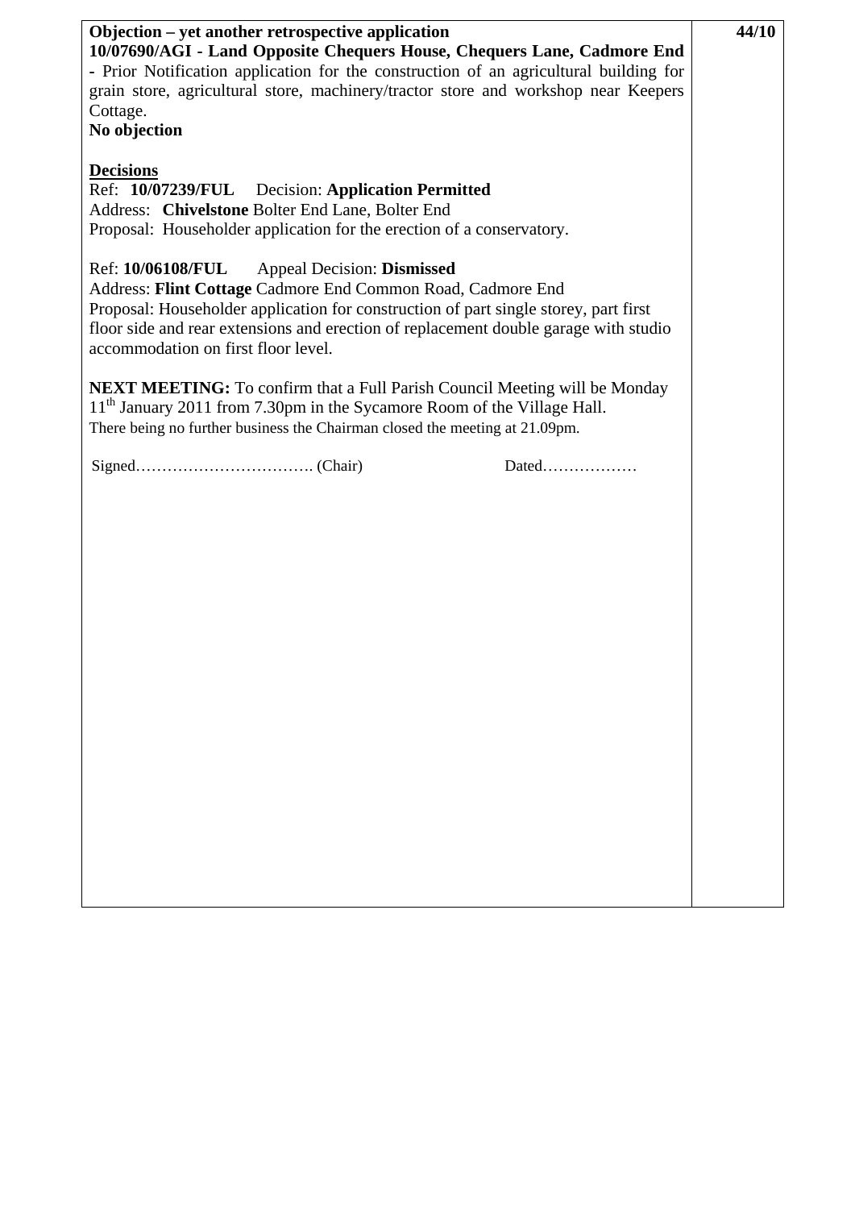**Objection – yet another retrospective application**

**10/07690/AGI - Land Opposite Chequers House, Chequers Lane, Cadmore End** - Prior Notification application for the construction of an agricultural building for grain store, agricultural store, machinery/tractor store and workshop near Keepers Cottage.

**No objection**

**44/10**

**Decisions**

Ref: **10/07239/FUL** Decision: **Application Permitted**
Address: **Chivelstone** Bolter End Lane, Bolter End
Proposal: Householder application for the erection of a conservatory.

Ref: **10/06108/FUL** Appeal Decision: **Dismissed**
Address: **Flint Cottage** Cadmore End Common Road, Cadmore End
Proposal: Householder application for construction of part single storey, part first floor side and rear extensions and erection of replacement double garage with studio accommodation on first floor level.

**NEXT MEETING:** To confirm that a Full Parish Council Meeting will be Monday 11th January 2011 from 7.30pm in the Sycamore Room of the Village Hall.

There being no further business the Chairman closed the meeting at 21.09pm.

Signed……………………………. (Chair) Dated………………